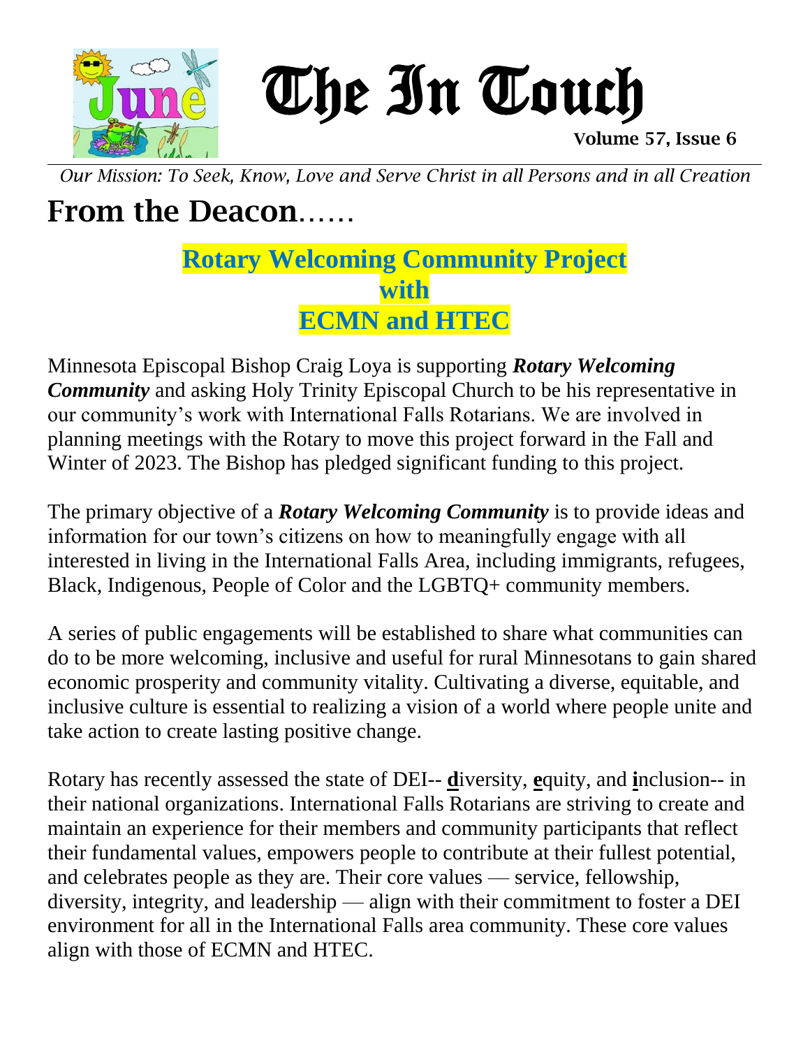# The In Touch

Volume 57, Issue 6

*Our Mission: To Seek, Know, Love and Serve Christ in all Persons and in all Creation*

## From the Deacon……

### Rotary Welcoming Community Project with ECMN and HTEC

Minnesota Episcopal Bishop Craig Loya is supporting ***Rotary Welcoming Community*** and asking Holy Trinity Episcopal Church to be his representative in our community's work with International Falls Rotarians. We are involved in planning meetings with the Rotary to move this project forward in the Fall and Winter of 2023. The Bishop has pledged significant funding to this project.

The primary objective of a ***Rotary Welcoming Community*** is to provide ideas and information for our town's citizens on how to meaningfully engage with all interested in living in the International Falls Area, including immigrants, refugees, Black, Indigenous, People of Color and the LGBTQ+ community members.

A series of public engagements will be established to share what communities can do to be more welcoming, inclusive and useful for rural Minnesotans to gain shared economic prosperity and community vitality. Cultivating a diverse, equitable, and inclusive culture is essential to realizing a vision of a world where people unite and take action to create lasting positive change.

Rotary has recently assessed the state of DEI-- **d**iversity, **e**quity, and **i**nclusion-- in their national organizations. International Falls Rotarians are striving to create and maintain an experience for their members and community participants that reflect their fundamental values, empowers people to contribute at their fullest potential, and celebrates people as they are. Their core values — service, fellowship, diversity, integrity, and leadership — align with their commitment to foster a DEI environment for all in the International Falls area community. These core values align with those of ECMN and HTEC.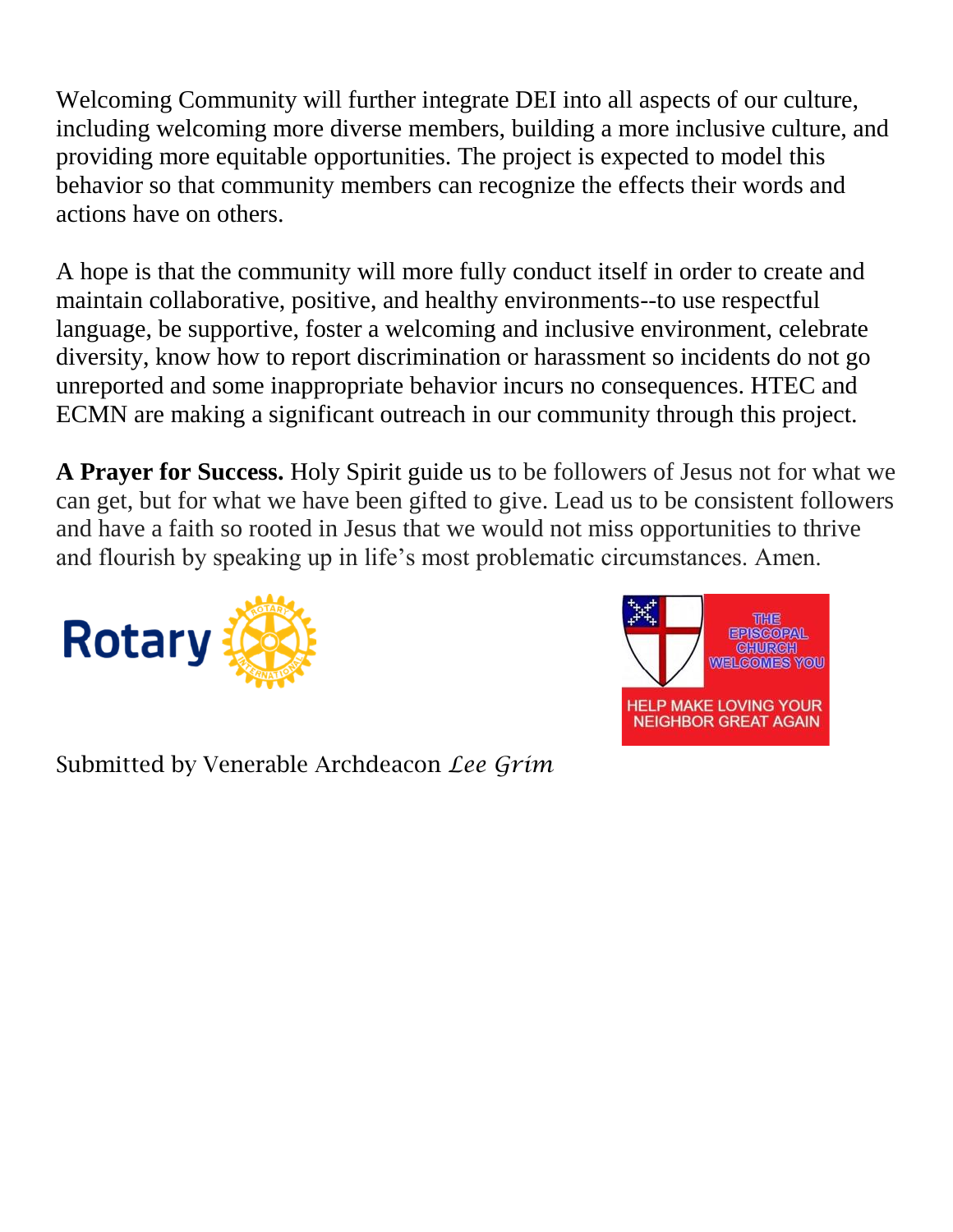Welcoming Community will further integrate DEI into all aspects of our culture, including welcoming more diverse members, building a more inclusive culture, and providing more equitable opportunities. The project is expected to model this behavior so that community members can recognize the effects their words and actions have on others.

A hope is that the community will more fully conduct itself in order to create and maintain collaborative, positive, and healthy environments--to use respectful language, be supportive, foster a welcoming and inclusive environment, celebrate diversity, know how to report discrimination or harassment so incidents do not go unreported and some inappropriate behavior incurs no consequences. HTEC and ECMN are making a significant outreach in our community through this project.

**A Prayer for Success.** Holy Spirit guide us to be followers of Jesus not for what we can get, but for what we have been gifted to give. Lead us to be consistent followers and have a faith so rooted in Jesus that we would not miss opportunities to thrive and flourish by speaking up in life's most problematic circumstances. Amen.

Rotary

THE EPISCOPAL CHURCH WELCOMES YOU

HELP MAKE LOVING YOUR NEIGHBOR GREAT AGAIN

Submitted by Venerable Archdeacon *Lee Grim*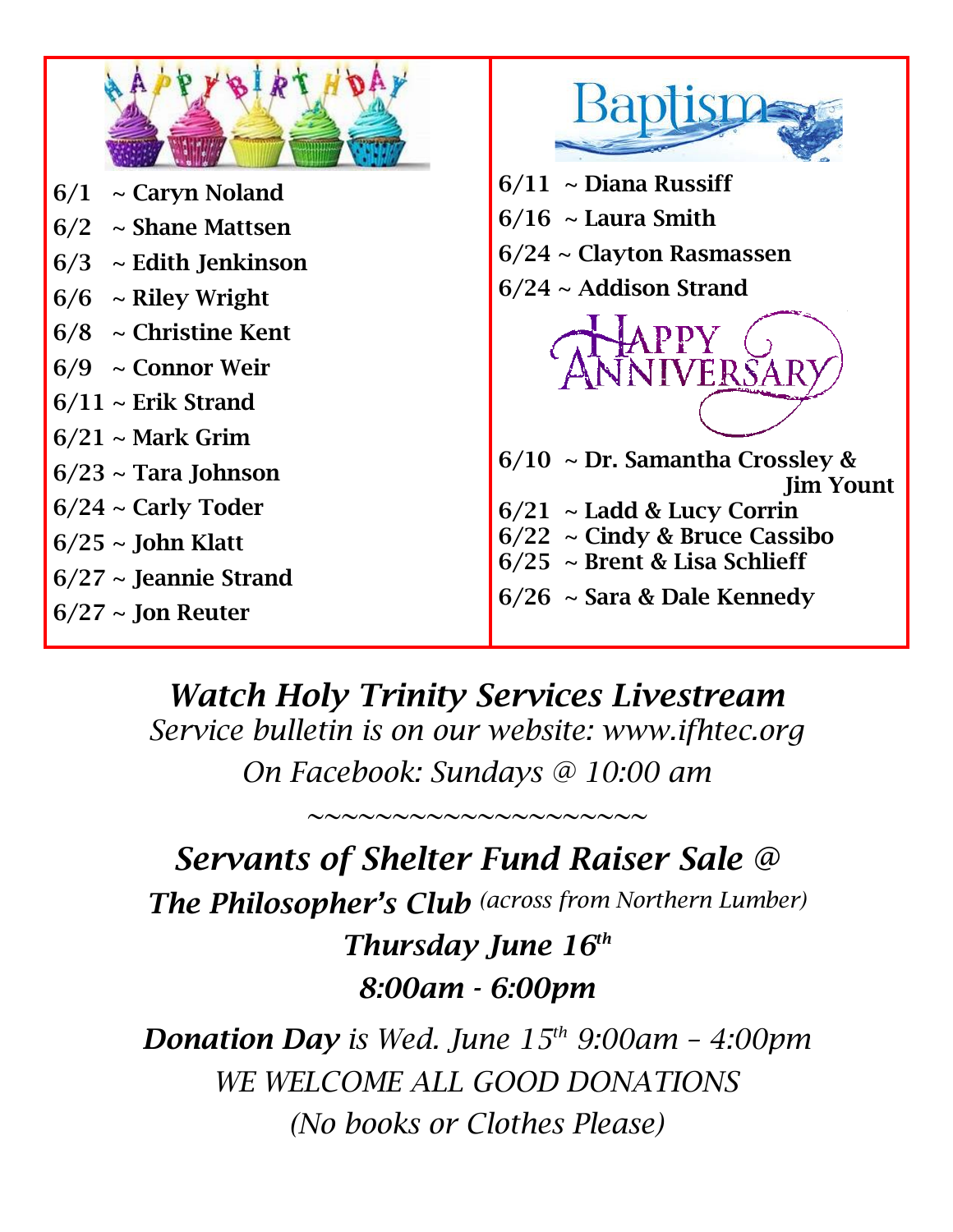## Happy Birthday

- 6/1 ~ Caryn Noland
- 6/2 ~ Shane Mattsen
- 6/3 ~ Edith Jenkinson
- 6/6 ~ Riley Wright
- 6/8 ~ Christine Kent
- 6/9 ~ Connor Weir
- 6/11 ~ Erik Strand
- 6/21 ~ Mark Grim
- 6/23 ~ Tara Johnson
- 6/24 ~ Carly Toder
- 6/25 ~ John Klatt
- 6/27 ~ Jeannie Strand
- 6/27 ~ Jon Reuter

## Baptism

- 6/11 ~ Diana Russiff
- 6/16 ~ Laura Smith
- 6/24 ~ Clayton Rasmassen
- 6/24 ~ Addison Strand

## Happy Anniversary

- 6/10 ~ Dr. Samantha Crossley & Jim Yount
- 6/21 ~ Ladd & Lucy Corrin
- 6/22 ~ Cindy & Bruce Cassibo
- 6/25 ~ Brent & Lisa Schlieff
- 6/26 ~ Sara & Dale Kennedy

***Watch Holy Trinity Services Livestream***

*Service bulletin is on our website: www.ifhtec.org*

*On Facebook: Sundays @ 10:00 am*

~~~~~~~~~~~~~~~~~~~~

***Servants of Shelter Fund Raiser Sale @***

***The Philosopher's Club*** *(across from Northern Lumber)*

***Thursday June 16th***

***8:00am - 6:00pm***

***Donation Day*** *is Wed. June 15th 9:00am – 4:00pm*

*WE WELCOME ALL GOOD DONATIONS*

*(No books or Clothes Please)*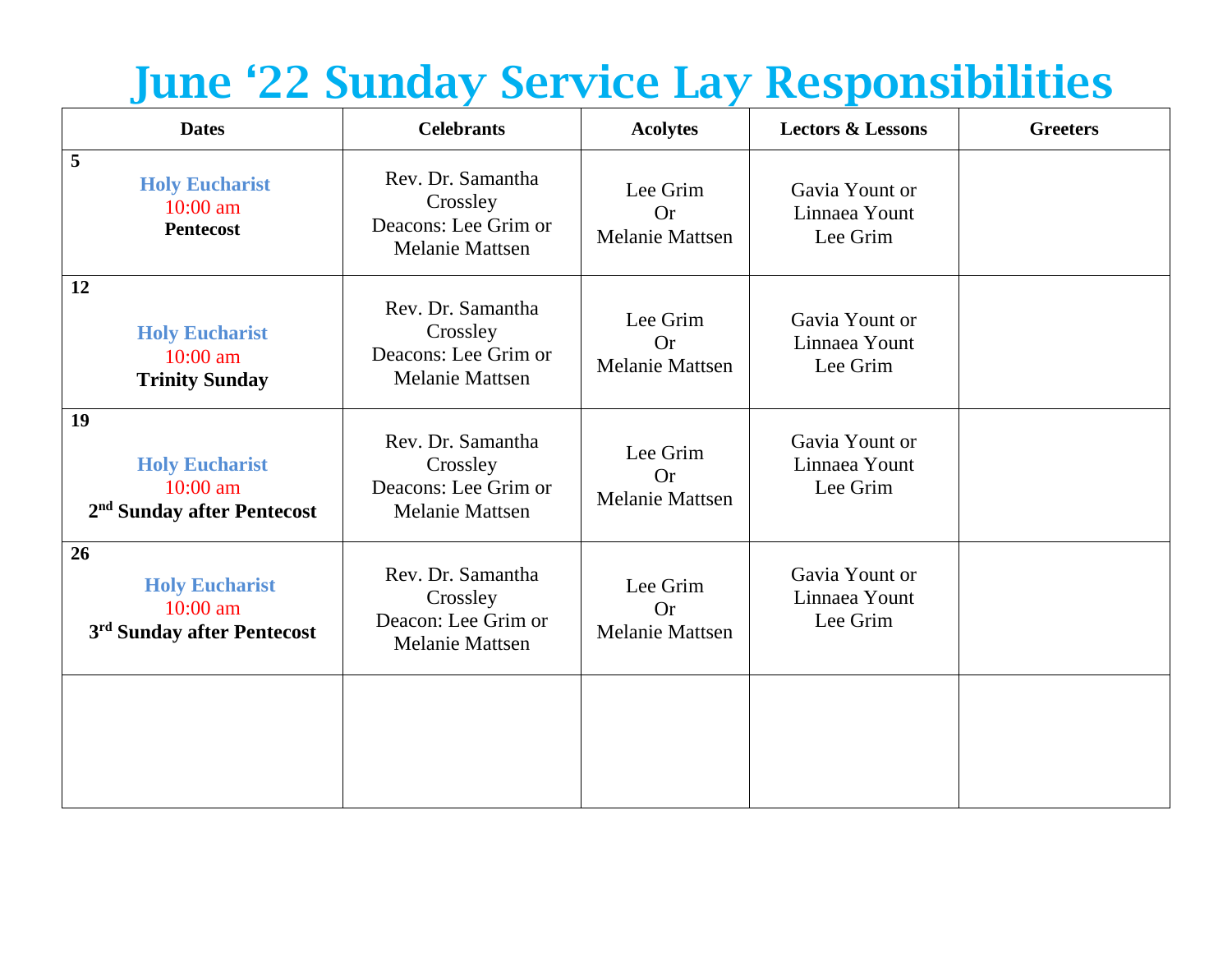# June '22 Sunday Service Lay Responsibilities

| Dates | Celebrants | Acolytes | Lectors & Lessons | Greeters |
|---|---|---|---|---|
| **5** Holy Eucharist 10:00 am **Pentecost** | Rev. Dr. Samantha Crossley Deacons: Lee Grim or Melanie Mattsen | Lee Grim Or Melanie Mattsen | Gavia Yount or Linnaea Yount Lee Grim | |
| **12** Holy Eucharist 10:00 am **Trinity Sunday** | Rev. Dr. Samantha Crossley Deacons: Lee Grim or Melanie Mattsen | Lee Grim Or Melanie Mattsen | Gavia Yount or Linnaea Yount Lee Grim | |
| **19** Holy Eucharist 10:00 am **2nd Sunday after Pentecost** | Rev. Dr. Samantha Crossley Deacons: Lee Grim or Melanie Mattsen | Lee Grim Or Melanie Mattsen | Gavia Yount or Linnaea Yount Lee Grim | |
| **26** Holy Eucharist 10:00 am **3rd Sunday after Pentecost** | Rev. Dr. Samantha Crossley Deacon: Lee Grim or Melanie Mattsen | Lee Grim Or Melanie Mattsen | Gavia Yount or Linnaea Yount Lee Grim | |
| | | | | |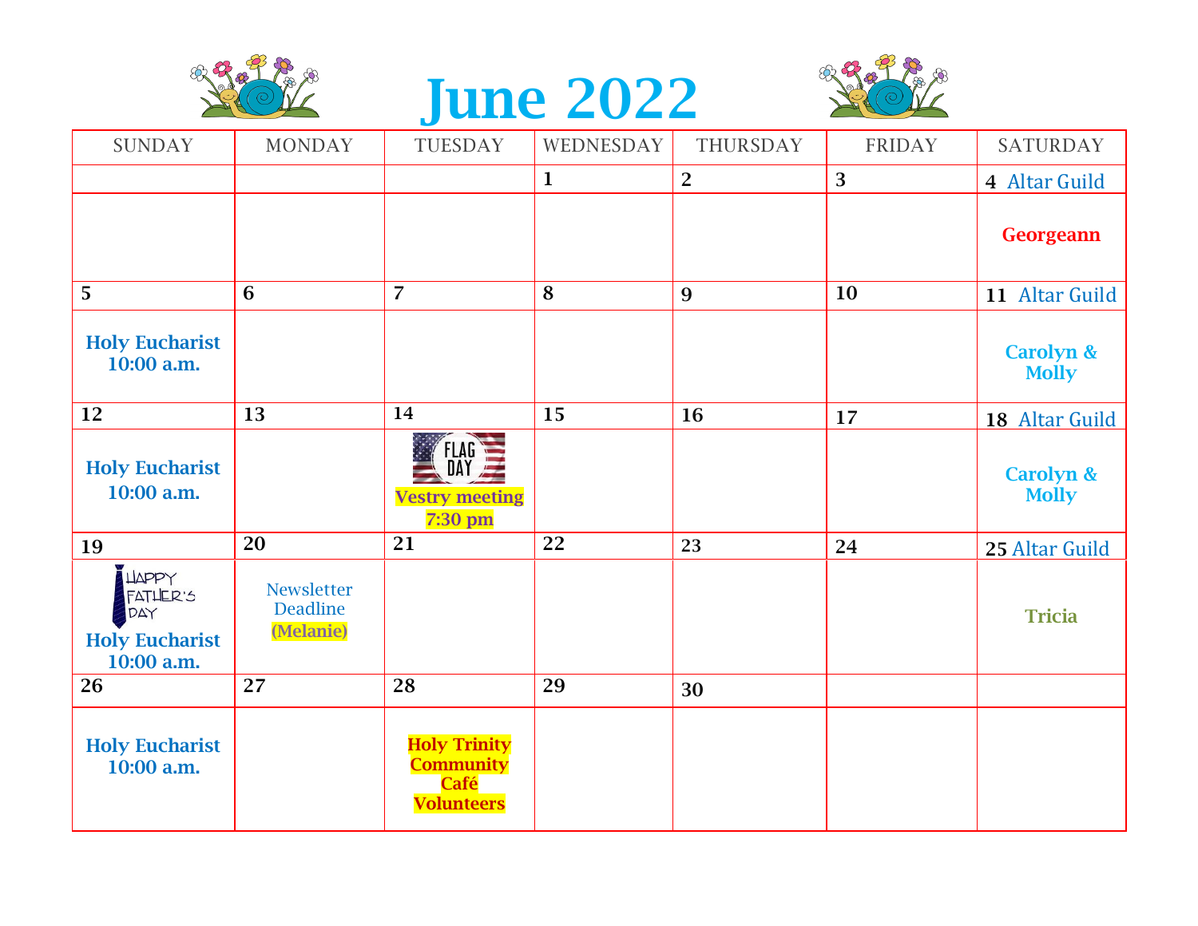# June 2022

| SUNDAY | MONDAY | TUESDAY | WEDNESDAY | THURSDAY | FRIDAY | SATURDAY |
|---|---|---|---|---|---|---|
| | | | 1 | 2 | 3 | 4 Altar Guild |
| | | | | | | Georgeann |
| 5 | 6 | 7 | 8 | 9 | 10 | 11 Altar Guild |
| Holy Eucharist 10:00 a.m. | | | | | | Carolyn & Molly |
| 12 | 13 | 14 | 15 | 16 | 17 | 18 Altar Guild |
| Holy Eucharist 10:00 a.m. | | FLAG DAY<br>Vestry meeting 7:30 pm | | | | Carolyn & Molly |
| 19 | 20 | 21 | 22 | 23 | 24 | 25 Altar Guild |
| HAPPY FATHER'S DAY<br>Holy Eucharist 10:00 a.m. | Newsletter Deadline (Melanie) | | | | | Tricia |
| 26 | 27 | 28 | 29 | 30 | | |
| Holy Eucharist 10:00 a.m. | | Holy Trinity Community Café Volunteers | | | | |